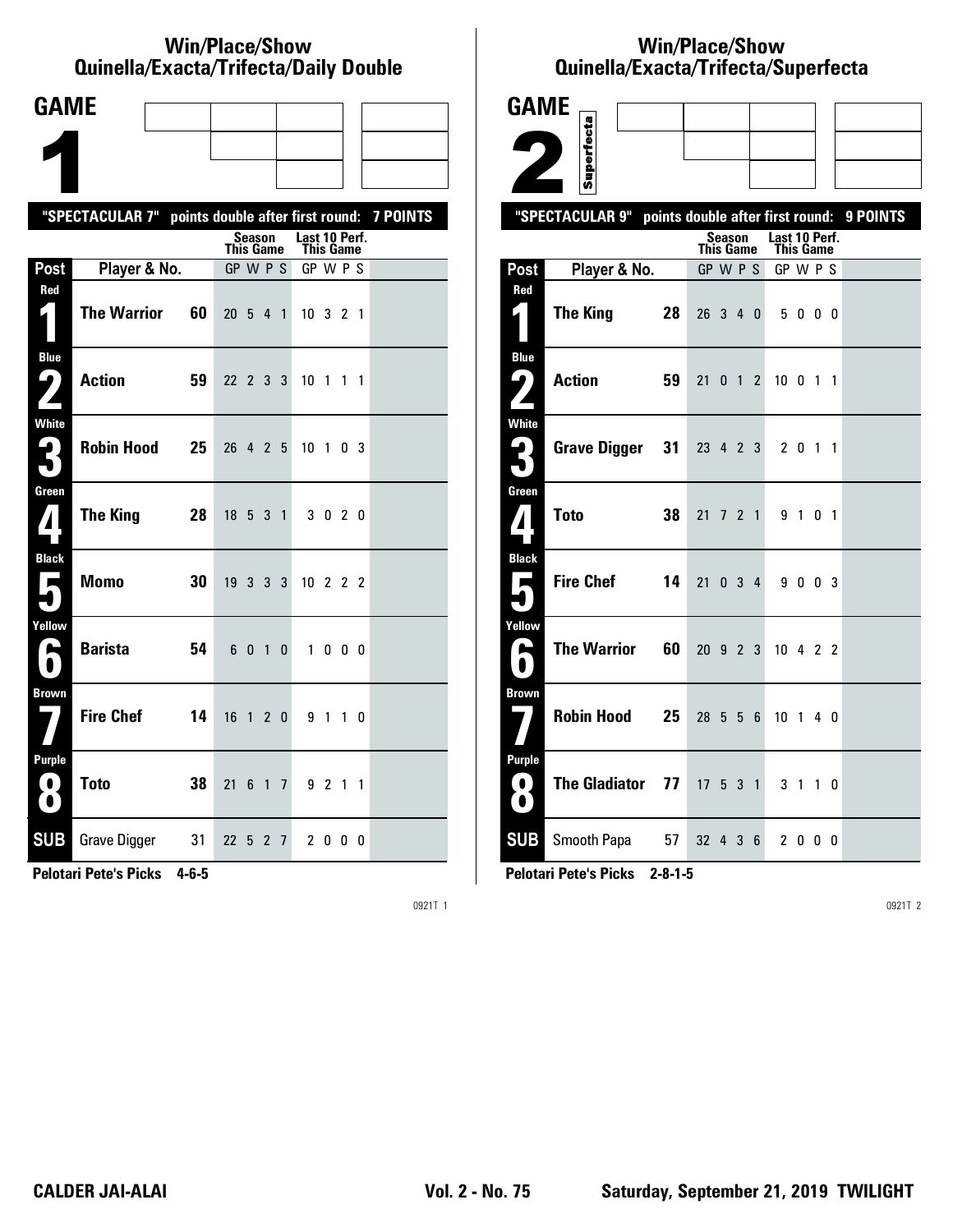# Win/Place/Show Quinella/Exacta/Trifecta/Daily Double

## GAME 1

"SPECTACULAR 7" points double after first round: 7 POINTS

| Post | Player & No. | | Season This Game GP W P S | Last 10 Perf. This Game GP W P S |
|---|---|---|---|---|
| Red 1 | The Warrior | 60 | 20 5 4 1 | 10 3 2 1 |
| Blue 2 | Action | 59 | 22 2 3 3 | 10 1 1 1 |
| White 3 | Robin Hood | 25 | 26 4 2 5 | 10 1 0 3 |
| Green 4 | The King | 28 | 18 5 3 1 | 3 0 2 0 |
| Black 5 | Momo | 30 | 19 3 3 3 | 10 2 2 2 |
| Yellow 6 | Barista | 54 | 6 0 1 0 | 1 0 0 0 |
| Brown 7 | Fire Chef | 14 | 16 1 2 0 | 9 1 1 0 |
| Purple 8 | Toto | 38 | 21 6 1 7 | 9 2 1 1 |
| SUB | Grave Digger | 31 | 22 5 2 7 | 2 0 0 0 |

**Pelotari Pete's Picks 4-6-5**

0921T 1

# Win/Place/Show Quinella/Exacta/Trifecta/Superfecta

## GAME 2 Superfecta

"SPECTACULAR 9" points double after first round: 9 POINTS

| Post | Player & No. | | Season This Game GP W P S | Last 10 Perf. This Game GP W P S |
|---|---|---|---|---|
| Red 1 | The King | 28 | 26 3 4 0 | 5 0 0 0 |
| Blue 2 | Action | 59 | 21 0 1 2 | 10 0 1 1 |
| White 3 | Grave Digger | 31 | 23 4 2 3 | 2 0 1 1 |
| Green 4 | Toto | 38 | 21 7 2 1 | 9 1 0 1 |
| Black 5 | Fire Chef | 14 | 21 0 3 4 | 9 0 0 3 |
| Yellow 6 | The Warrior | 60 | 20 9 2 3 | 10 4 2 2 |
| Brown 7 | Robin Hood | 25 | 28 5 5 6 | 10 1 4 0 |
| Purple 8 | The Gladiator | 77 | 17 5 3 1 | 3 1 1 0 |
| SUB | Smooth Papa | 57 | 32 4 3 6 | 2 0 0 0 |

**Pelotari Pete's Picks 2-8-1-5**

0921T 2

CALDER JAI-ALAI — Vol. 2 - No. 75 — Saturday, September 21, 2019 TWILIGHT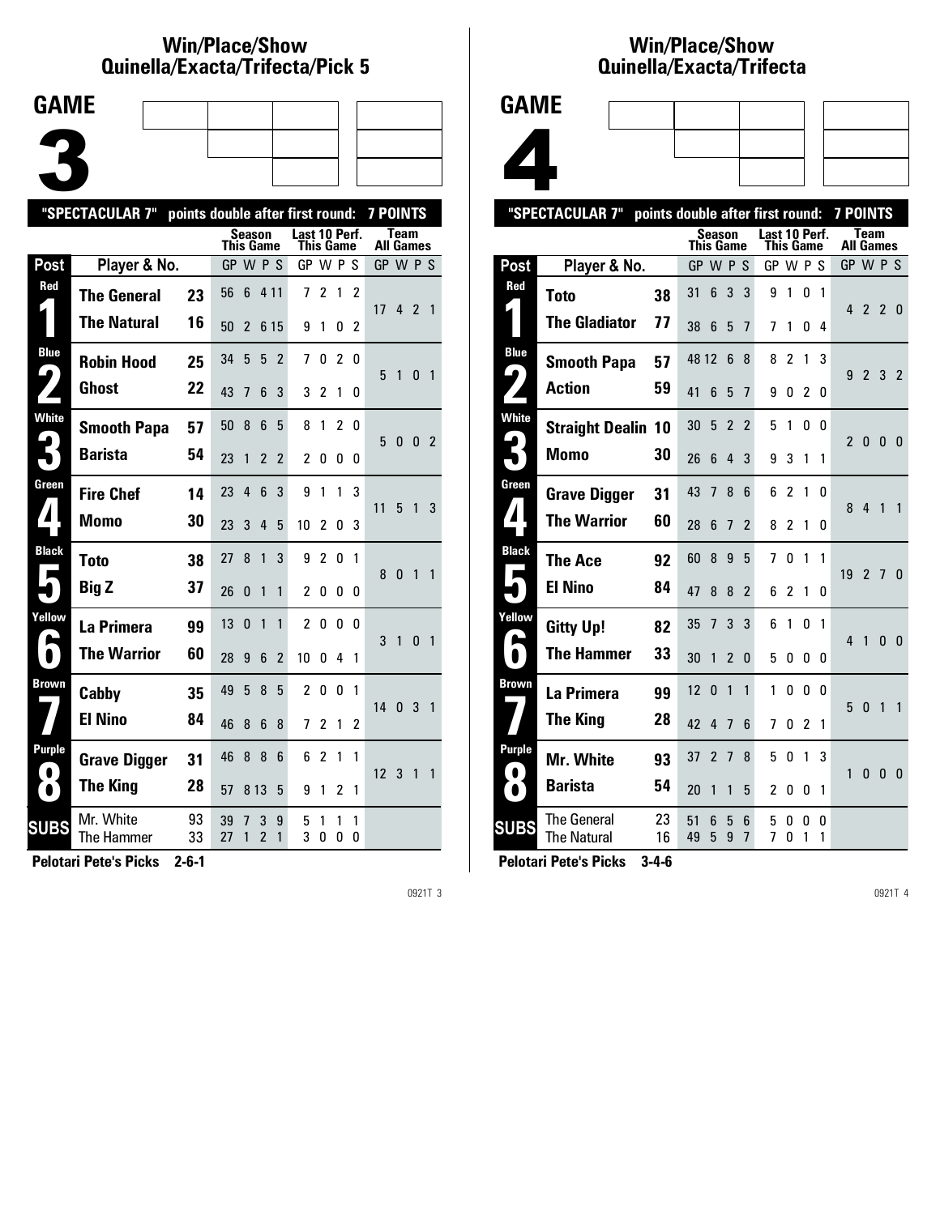# Win/Place/Show
# Quinella/Exacta/Trifecta/Pick 5

## GAME 3

"SPECTACULAR 7" points double after first round: 7 POINTS

| Post | Player & No. | | Season This Game GP | W | P | S | Last 10 Perf. This Game GP | W | P | S | Team All Games GP | W | P | S |
|---|---|---|---|---|---|---|---|---|---|---|---|---|---|---|
| Red 1 | The General | 23 | 56 | 6 | 4 | 11 | 7 | 2 | 1 | 2 | 17 | 4 | 2 | 1 |
| | The Natural | 16 | 50 | 2 | 6 | 15 | 9 | 1 | 0 | 2 | | | | |
| Blue 2 | Robin Hood | 25 | 34 | 5 | 5 | 2 | 7 | 0 | 2 | 0 | 5 | 1 | 0 | 1 |
| | Ghost | 22 | 43 | 7 | 6 | 3 | 3 | 2 | 1 | 0 | | | | |
| White 3 | Smooth Papa | 57 | 50 | 8 | 6 | 5 | 8 | 1 | 2 | 0 | 5 | 0 | 0 | 2 |
| | Barista | 54 | 23 | 1 | 2 | 2 | 2 | 0 | 0 | 0 | | | | |
| Green 4 | Fire Chef | 14 | 23 | 4 | 6 | 3 | 9 | 1 | 1 | 3 | 11 | 5 | 1 | 3 |
| | Momo | 30 | 23 | 3 | 4 | 5 | 10 | 2 | 0 | 3 | | | | |
| Black 5 | Toto | 38 | 27 | 8 | 1 | 3 | 9 | 2 | 0 | 1 | 8 | 0 | 1 | 1 |
| | Big Z | 37 | 26 | 0 | 1 | 1 | 2 | 0 | 0 | 0 | | | | |
| Yellow 6 | La Primera | 99 | 13 | 0 | 1 | 1 | 2 | 0 | 0 | 0 | 3 | 1 | 0 | 1 |
| | The Warrior | 60 | 28 | 9 | 6 | 2 | 10 | 0 | 4 | 1 | | | | |
| Brown 7 | Cabby | 35 | 49 | 5 | 8 | 5 | 2 | 0 | 0 | 1 | 14 | 0 | 3 | 1 |
| | El Nino | 84 | 46 | 8 | 6 | 8 | 7 | 2 | 1 | 2 | | | | |
| Purple 8 | Grave Digger | 31 | 46 | 8 | 8 | 6 | 6 | 2 | 1 | 1 | 12 | 3 | 1 | 1 |
| | The King | 28 | 57 | 8 | 13 | 5 | 9 | 1 | 2 | 1 | | | | |
| SUBS | Mr. White | 93 | 39 | 7 | 3 | 9 | 5 | 1 | 1 | 1 | | | | |
| | The Hammer | 33 | 27 | 1 | 2 | 1 | 3 | 0 | 0 | 0 | | | | |

**Pelotari Pete's Picks 2-6-1**

# Win/Place/Show
# Quinella/Exacta/Trifecta

## GAME 4

"SPECTACULAR 7" points double after first round: 7 POINTS

| Post | Player & No. | | Season This Game GP | W | P | S | Last 10 Perf. This Game GP | W | P | S | Team All Games GP | W | P | S |
|---|---|---|---|---|---|---|---|---|---|---|---|---|---|---|
| Red 1 | Toto | 38 | 31 | 6 | 3 | 3 | 9 | 1 | 0 | 1 | 4 | 2 | 2 | 0 |
| | The Gladiator | 77 | 38 | 6 | 5 | 7 | 7 | 1 | 0 | 4 | | | | |
| Blue 2 | Smooth Papa | 57 | 48 | 12 | 6 | 8 | 8 | 2 | 1 | 3 | 9 | 2 | 3 | 2 |
| | Action | 59 | 41 | 6 | 5 | 7 | 9 | 0 | 2 | 0 | | | | |
| White 3 | Straight Dealin | 10 | 30 | 5 | 2 | 2 | 5 | 1 | 0 | 0 | 2 | 0 | 0 | 0 |
| | Momo | 30 | 26 | 6 | 4 | 3 | 9 | 3 | 1 | 1 | | | | |
| Green 4 | Grave Digger | 31 | 43 | 7 | 8 | 6 | 6 | 2 | 1 | 0 | 8 | 4 | 1 | 1 |
| | The Warrior | 60 | 28 | 6 | 7 | 2 | 8 | 2 | 1 | 0 | | | | |
| Black 5 | The Ace | 92 | 60 | 8 | 9 | 5 | 7 | 0 | 1 | 1 | 19 | 2 | 7 | 0 |
| | El Nino | 84 | 47 | 8 | 8 | 2 | 6 | 2 | 1 | 0 | | | | |
| Yellow 6 | Gitty Up! | 82 | 35 | 7 | 3 | 3 | 6 | 1 | 0 | 1 | 4 | 1 | 0 | 0 |
| | The Hammer | 33 | 30 | 1 | 2 | 0 | 5 | 0 | 0 | 0 | | | | |
| Brown 7 | La Primera | 99 | 12 | 0 | 1 | 1 | 1 | 0 | 0 | 0 | 5 | 0 | 1 | 1 |
| | The King | 28 | 42 | 4 | 7 | 6 | 7 | 0 | 2 | 1 | | | | |
| Purple 8 | Mr. White | 93 | 37 | 2 | 7 | 8 | 5 | 0 | 1 | 3 | 1 | 0 | 0 | 0 |
| | Barista | 54 | 20 | 1 | 1 | 5 | 2 | 0 | 0 | 1 | | | | |
| SUBS | The General | 23 | 51 | 6 | 5 | 6 | 5 | 0 | 0 | 0 | | | | |
| | The Natural | 16 | 49 | 5 | 9 | 7 | 7 | 0 | 1 | 1 | | | | |

**Pelotari Pete's Picks 3-4-6**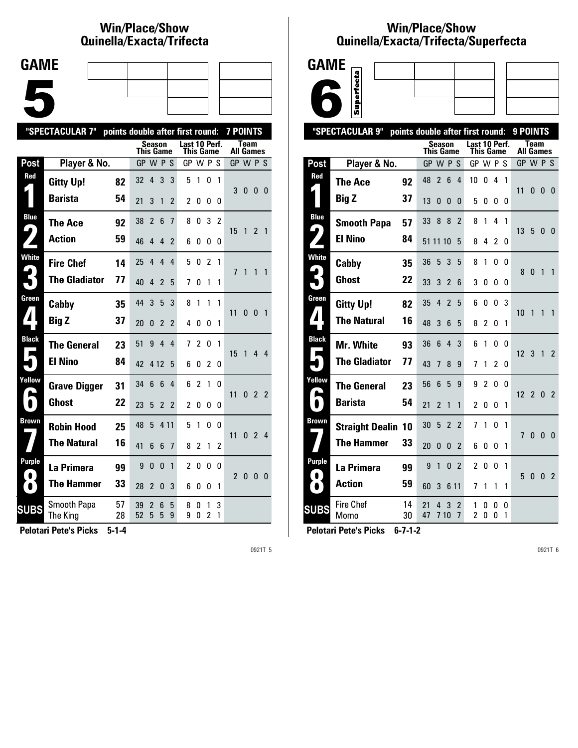# Win/Place/Show Quinella/Exacta/Trifecta

## GAME 5

**"SPECTACULAR 7" points double after first round: 7 POINTS**

| Post | Player & No. | | Season This Game GP | W | P | S | Last 10 Perf. This Game GP | W | P | S | Team All Games GP | W | P | S |
|---|---|---|---|---|---|---|---|---|---|---|---|---|---|---|
| Red 1 | Gitty Up! | 82 | 32 | 4 | 3 | 3 | 5 | 1 | 0 | 1 | 3 | 0 | 0 | 0 |
| | Barista | 54 | 21 | 3 | 1 | 2 | 2 | 0 | 0 | 0 | | | | |
| Blue 2 | The Ace | 92 | 38 | 2 | 6 | 7 | 8 | 0 | 3 | 2 | 15 | 1 | 2 | 1 |
| | Action | 59 | 46 | 4 | 4 | 2 | 6 | 0 | 0 | 0 | | | | |
| White 3 | Fire Chef | 14 | 25 | 4 | 4 | 4 | 5 | 0 | 2 | 1 | 7 | 1 | 1 | 1 |
| | The Gladiator | 77 | 40 | 4 | 2 | 5 | 7 | 0 | 1 | 1 | | | | |
| Green 4 | Cabby | 35 | 44 | 3 | 5 | 3 | 8 | 1 | 1 | 1 | 11 | 0 | 0 | 1 |
| | Big Z | 37 | 20 | 0 | 2 | 2 | 4 | 0 | 0 | 1 | | | | |
| Black 5 | The General | 23 | 51 | 9 | 4 | 4 | 7 | 2 | 0 | 1 | 15 | 1 | 4 | 4 |
| | El Nino | 84 | 42 | 4 | 12 | 5 | 6 | 0 | 2 | 0 | | | | |
| Yellow 6 | Grave Digger | 31 | 34 | 6 | 6 | 4 | 6 | 2 | 1 | 0 | 11 | 0 | 2 | 2 |
| | Ghost | 22 | 23 | 5 | 2 | 2 | 2 | 0 | 0 | 0 | | | | |
| Brown 7 | Robin Hood | 25 | 48 | 5 | 4 | 11 | 5 | 1 | 0 | 0 | 11 | 0 | 2 | 4 |
| | The Natural | 16 | 41 | 6 | 6 | 7 | 8 | 2 | 1 | 2 | | | | |
| Purple 8 | La Primera | 99 | 9 | 0 | 0 | 1 | 2 | 0 | 0 | 0 | 2 | 0 | 0 | 0 |
| | The Hammer | 33 | 28 | 2 | 0 | 3 | 6 | 0 | 0 | 1 | | | | |
| SUBS | Smooth Papa | 57 | 39 | 2 | 6 | 5 | 8 | 0 | 1 | 3 | | | | |
| | The King | 28 | 52 | 5 | 5 | 9 | 9 | 0 | 2 | 1 | | | | |

**Pelotari Pete's Picks 5-1-4**

# Win/Place/Show Quinella/Exacta/Trifecta/Superfecta

## GAME 6 (Superfecta)

**"SPECTACULAR 9" points double after first round: 9 POINTS**

| Post | Player & No. | | Season This Game GP | W | P | S | Last 10 Perf. This Game GP | W | P | S | Team All Games GP | W | P | S |
|---|---|---|---|---|---|---|---|---|---|---|---|---|---|---|
| Red 1 | The Ace | 92 | 48 | 2 | 6 | 4 | 10 | 0 | 4 | 1 | 11 | 0 | 0 | 0 |
| | Big Z | 37 | 13 | 0 | 0 | 0 | 5 | 0 | 0 | 0 | | | | |
| Blue 2 | Smooth Papa | 57 | 33 | 8 | 8 | 2 | 8 | 1 | 4 | 1 | 13 | 5 | 0 | 0 |
| | El Nino | 84 | 51 | 11 | 10 | 5 | 8 | 4 | 2 | 0 | | | | |
| White 3 | Cabby | 35 | 36 | 5 | 3 | 5 | 8 | 1 | 0 | 0 | 8 | 0 | 1 | 1 |
| | Ghost | 22 | 33 | 3 | 2 | 6 | 3 | 0 | 0 | 0 | | | | |
| Green 4 | Gitty Up! | 82 | 35 | 4 | 2 | 5 | 6 | 0 | 0 | 3 | 10 | 1 | 1 | 1 |
| | The Natural | 16 | 48 | 3 | 6 | 5 | 8 | 2 | 0 | 1 | | | | |
| Black 5 | Mr. White | 93 | 36 | 6 | 4 | 3 | 6 | 1 | 0 | 0 | 12 | 3 | 1 | 2 |
| | The Gladiator | 77 | 43 | 7 | 8 | 9 | 7 | 1 | 2 | 0 | | | | |
| Yellow 6 | The General | 23 | 56 | 6 | 5 | 9 | 9 | 2 | 0 | 0 | 12 | 2 | 0 | 2 |
| | Barista | 54 | 21 | 2 | 1 | 1 | 2 | 0 | 0 | 1 | | | | |
| Brown 7 | Straight Dealin | 10 | 30 | 5 | 2 | 2 | 7 | 1 | 0 | 1 | 7 | 0 | 0 | 0 |
| | The Hammer | 33 | 20 | 0 | 0 | 2 | 6 | 0 | 0 | 1 | | | | |
| Purple 8 | La Primera | 99 | 9 | 1 | 0 | 2 | 2 | 0 | 0 | 1 | 5 | 0 | 0 | 2 |
| | Action | 59 | 60 | 3 | 6 | 11 | 7 | 1 | 1 | 1 | | | | |
| SUBS | Fire Chef | 14 | 21 | 4 | 3 | 2 | 1 | 0 | 0 | 0 | | | | |
| | Momo | 30 | 47 | 7 | 10 | 7 | 2 | 0 | 0 | 1 | | | | |

**Pelotari Pete's Picks 6-7-1-2**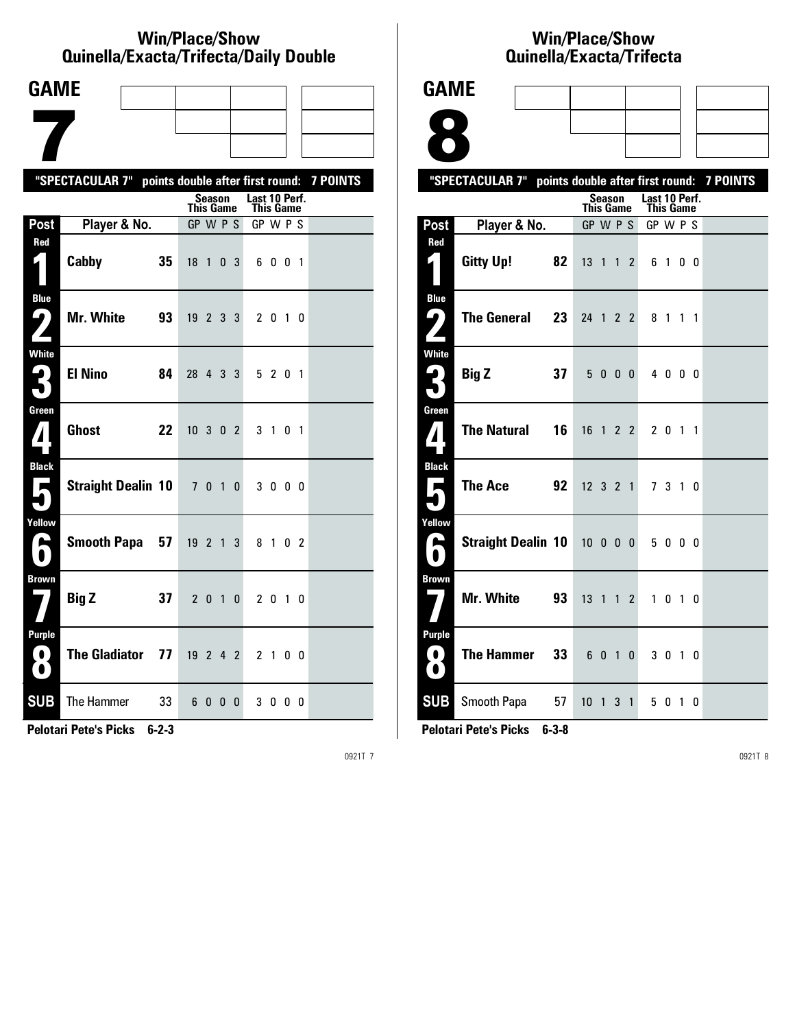# Win/Place/Show
## Quinella/Exacta/Trifecta/Daily Double

**GAME 7**

"SPECTACULAR 7" points double after first round: 7 POINTS

| Post | Player & No. | | Season This Game GP | W | P | S | Last 10 Perf. This Game GP | W | P | S |
|---|---|---|---|---|---|---|---|---|---|---|
| Red 1 | Cabby | 35 | 18 | 1 | 0 | 3 | 6 | 0 | 0 | 1 |
| Blue 2 | Mr. White | 93 | 19 | 2 | 3 | 3 | 2 | 0 | 1 | 0 |
| White 3 | El Nino | 84 | 28 | 4 | 3 | 3 | 5 | 2 | 0 | 1 |
| Green 4 | Ghost | 22 | 10 | 3 | 0 | 2 | 3 | 1 | 0 | 1 |
| Black 5 | Straight Dealin | 10 | 7 | 0 | 1 | 0 | 3 | 0 | 0 | 0 |
| Yellow 6 | Smooth Papa | 57 | 19 | 2 | 1 | 3 | 8 | 1 | 0 | 2 |
| Brown 7 | Big Z | 37 | 2 | 0 | 1 | 0 | 2 | 0 | 1 | 0 |
| Purple 8 | The Gladiator | 77 | 19 | 2 | 4 | 2 | 2 | 1 | 0 | 0 |
| SUB | The Hammer | 33 | 6 | 0 | 0 | 0 | 3 | 0 | 0 | 0 |

**Pelotari Pete's Picks 6-2-3**

# Win/Place/Show
## Quinella/Exacta/Trifecta

**GAME 8**

"SPECTACULAR 7" points double after first round: 7 POINTS

| Post | Player & No. | | Season This Game GP | W | P | S | Last 10 Perf. This Game GP | W | P | S |
|---|---|---|---|---|---|---|---|---|---|---|
| Red 1 | Gitty Up! | 82 | 13 | 1 | 1 | 2 | 6 | 1 | 0 | 0 |
| Blue 2 | The General | 23 | 24 | 1 | 2 | 2 | 8 | 1 | 1 | 1 |
| White 3 | Big Z | 37 | 5 | 0 | 0 | 0 | 4 | 0 | 0 | 0 |
| Green 4 | The Natural | 16 | 16 | 1 | 2 | 2 | 2 | 0 | 1 | 1 |
| Black 5 | The Ace | 92 | 12 | 3 | 2 | 1 | 7 | 3 | 1 | 0 |
| Yellow 6 | Straight Dealin | 10 | 10 | 0 | 0 | 0 | 5 | 0 | 0 | 0 |
| Brown 7 | Mr. White | 93 | 13 | 1 | 1 | 2 | 1 | 0 | 1 | 0 |
| Purple 8 | The Hammer | 33 | 6 | 0 | 1 | 0 | 3 | 0 | 1 | 0 |
| SUB | Smooth Papa | 57 | 10 | 1 | 3 | 1 | 5 | 0 | 1 | 0 |

**Pelotari Pete's Picks 6-3-8**